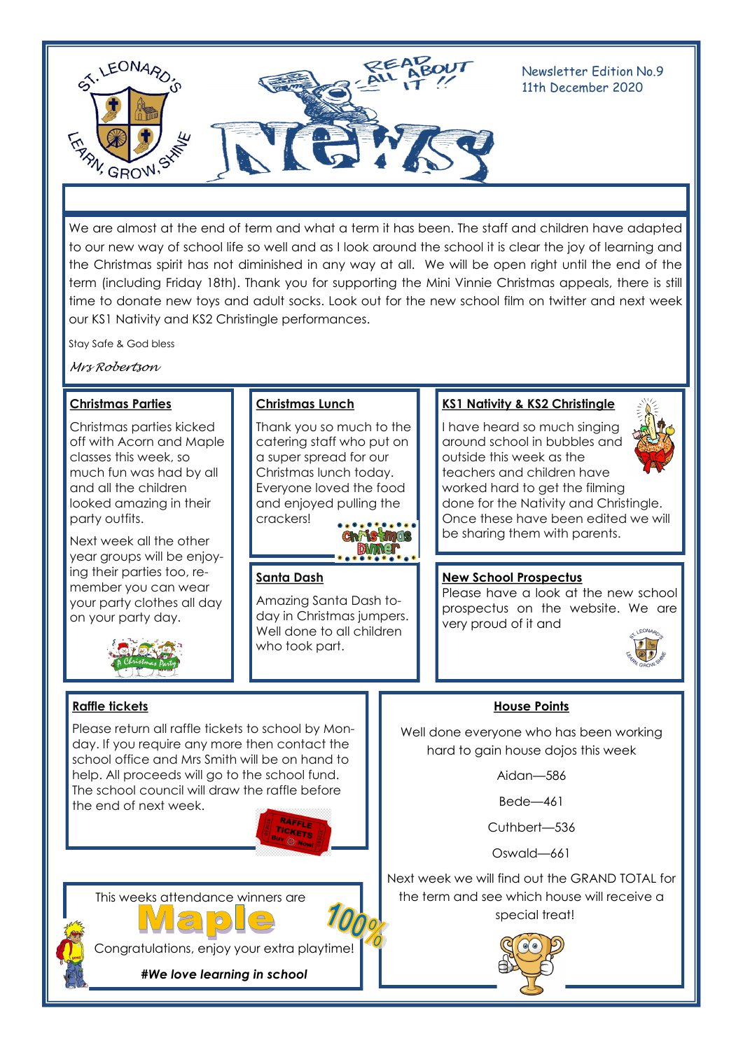St. Leonard's — Learn, Grow, Shine

# News

Newsletter Edition No.9
11th December 2020

We are almost at the end of term and what a term it has been. The staff and children have adapted to our new way of school life so well and as I look around the school it is clear the joy of learning and the Christmas spirit has not diminished in any way at all. We will be open right until the end of the term (including Friday 18th). Thank you for supporting the Mini Vinnie Christmas appeals, there is still time to donate new toys and adult socks. Look out for the new school film on twitter and next week our KS1 Nativity and KS2 Christingle performances.

Stay Safe & God bless

*Mrs Robertson*

## Christmas Parties

Christmas parties kicked off with Acorn and Maple classes this week, so much fun was had by all and all the children looked amazing in their party outfits.

Next week all the other year groups will be enjoying their parties too, remember you can wear your party clothes all day on your party day.

## Christmas Lunch

Thank you so much to the catering staff who put on a super spread for our Christmas lunch today. Everyone loved the food and enjoyed pulling the crackers!

## Santa Dash

Amazing Santa Dash today in Christmas jumpers. Well done to all children who took part.

## KS1 Nativity & KS2 Christingle

I have heard so much singing around school in bubbles and outside this week as the teachers and children have worked hard to get the filming done for the Nativity and Christingle. Once these have been edited we will be sharing them with parents.

## New School Prospectus

Please have a look at the new school prospectus on the website. We are very proud of it and

## Raffle tickets

Please return all raffle tickets to school by Monday. If you require any more then contact the school office and Mrs Smith will be on hand to help. All proceeds will go to the school fund. The school council will draw the raffle before the end of next week.

## House Points

Well done everyone who has been working hard to gain house dojos this week

Aidan—586

Bede—461

Cuthbert—536

Oswald—661

Next week we will find out the GRAND TOTAL for the term and see which house will receive a special treat!

This weeks attendance winners are

**Maple** 100%

Congratulations, enjoy your extra playtime!

***#We love learning in school***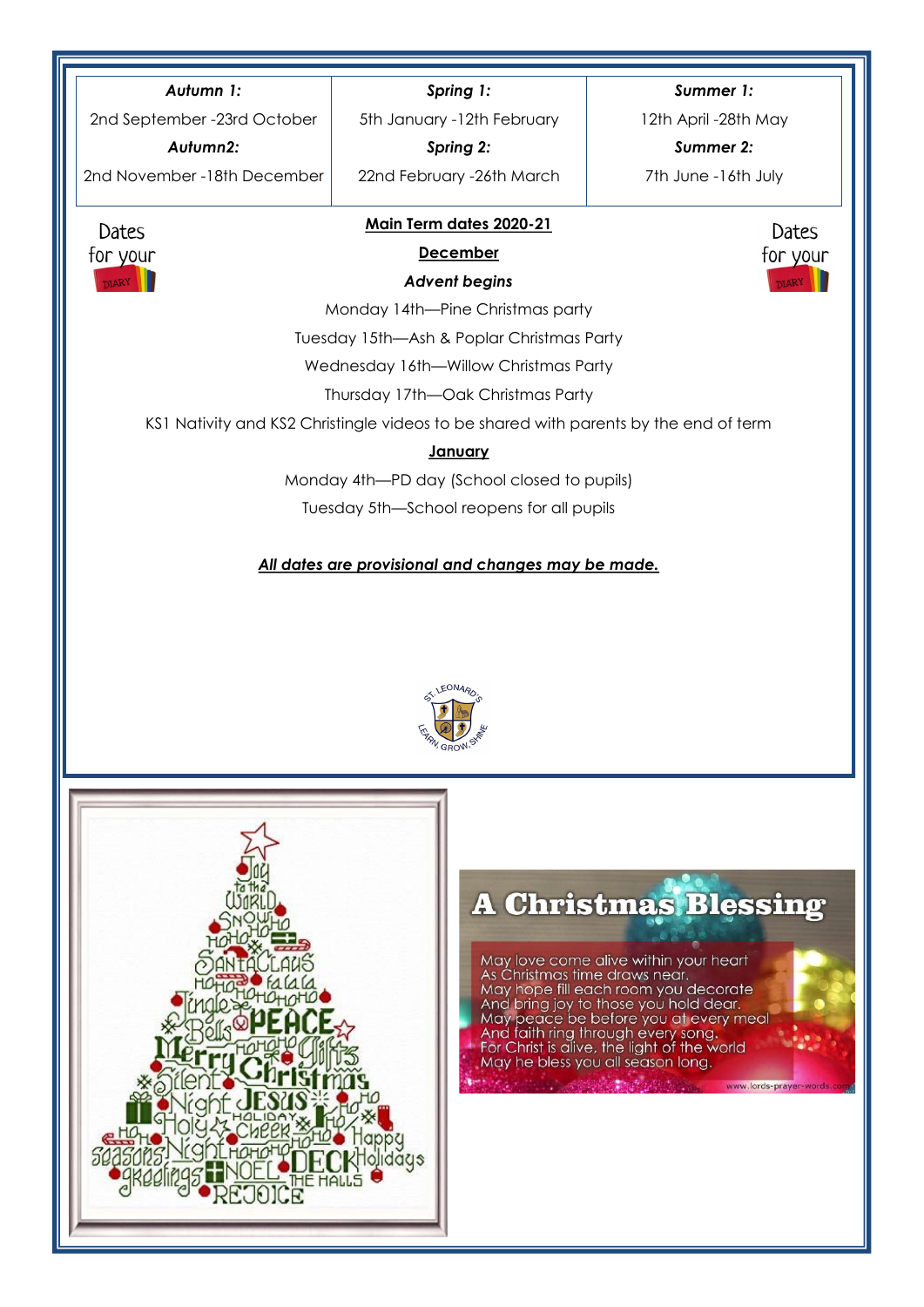| | | |
|---|---|---|
| ***Autumn 1:*** | ***Spring 1:*** | ***Summer 1:*** |
| 2nd September -23rd October | 5th January -12th February | 12th April -28th May |
| ***Autumn2:*** | ***Spring 2:*** | ***Summer 2:*** |
| 2nd November -18th December | 22nd February -26th March | 7th June -16th July |

Dates for your DIARY

**Main Term dates 2020-21**

**December**

***Advent begins***

Monday 14th—Pine Christmas party

Tuesday 15th—Ash & Poplar Christmas Party

Wednesday 16th—Willow Christmas Party

Thursday 17th—Oak Christmas Party

KS1 Nativity and KS2 Christingle videos to be shared with parents by the end of term

**January**

Monday 4th—PD day (School closed to pupils)

Tuesday 5th—School reopens for all pupils

***All dates are provisional and changes may be made.***

ST. LEONARD'S
LEARN, GROW, SHINE

## A Christmas Blessing

May love come alive within your heart
As Christmas time draws near.
May hope fill each room you decorate
And bring joy to those you hold dear.
May peace be before you at every meal
And faith ring through every song.
For Christ is alive, the light of the world
May he bless you all season long.

www.lords-prayer-words.com